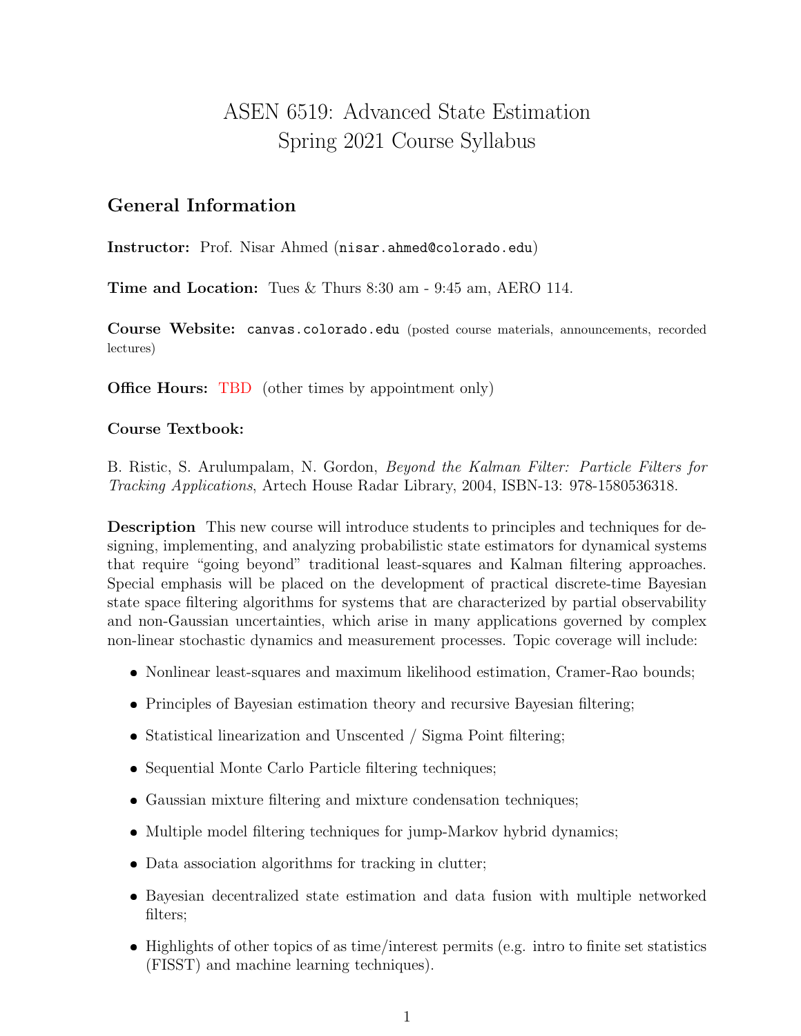# ASEN 6519: Advanced State Estimation
# Spring 2021 Course Syllabus

## General Information

**Instructor:** Prof. Nisar Ahmed (nisar.ahmed@colorado.edu)

**Time and Location:** Tues & Thurs 8:30 am - 9:45 am, AERO 114.

**Course Website:** canvas.colorado.edu (posted course materials, announcements, recorded lectures)

**Office Hours:** TBD (other times by appointment only)

**Course Textbook:**

B. Ristic, S. Arulumpalam, N. Gordon, *Beyond the Kalman Filter: Particle Filters for Tracking Applications*, Artech House Radar Library, 2004, ISBN-13: 978-1580536318.

**Description** This new course will introduce students to principles and techniques for designing, implementing, and analyzing probabilistic state estimators for dynamical systems that require "going beyond" traditional least-squares and Kalman filtering approaches. Special emphasis will be placed on the development of practical discrete-time Bayesian state space filtering algorithms for systems that are characterized by partial observability and non-Gaussian uncertainties, which arise in many applications governed by complex non-linear stochastic dynamics and measurement processes. Topic coverage will include:

- Nonlinear least-squares and maximum likelihood estimation, Cramer-Rao bounds;
- Principles of Bayesian estimation theory and recursive Bayesian filtering;
- Statistical linearization and Unscented / Sigma Point filtering;
- Sequential Monte Carlo Particle filtering techniques;
- Gaussian mixture filtering and mixture condensation techniques;
- Multiple model filtering techniques for jump-Markov hybrid dynamics;
- Data association algorithms for tracking in clutter;
- Bayesian decentralized state estimation and data fusion with multiple networked filters;
- Highlights of other topics of as time/interest permits (e.g. intro to finite set statistics (FISST) and machine learning techniques).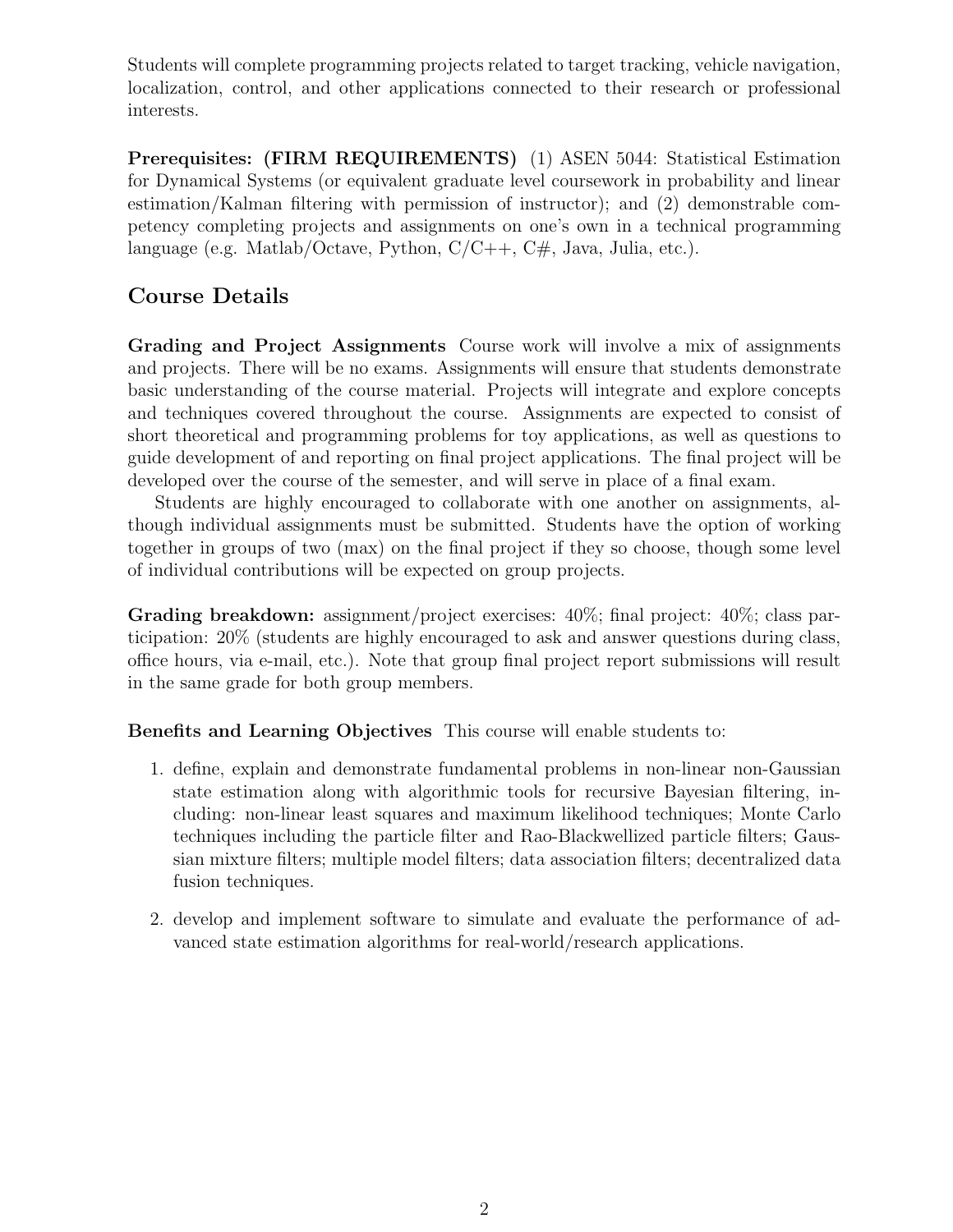Students will complete programming projects related to target tracking, vehicle navigation, localization, control, and other applications connected to their research or professional interests.

**Prerequisites: (FIRM REQUIREMENTS)** (1) ASEN 5044: Statistical Estimation for Dynamical Systems (or equivalent graduate level coursework in probability and linear estimation/Kalman filtering with permission of instructor); and (2) demonstrable competency completing projects and assignments on one's own in a technical programming language (e.g. Matlab/Octave, Python, C/C++, C#, Java, Julia, etc.).

## Course Details

**Grading and Project Assignments** Course work will involve a mix of assignments and projects. There will be no exams. Assignments will ensure that students demonstrate basic understanding of the course material. Projects will integrate and explore concepts and techniques covered throughout the course. Assignments are expected to consist of short theoretical and programming problems for toy applications, as well as questions to guide development of and reporting on final project applications. The final project will be developed over the course of the semester, and will serve in place of a final exam.

Students are highly encouraged to collaborate with one another on assignments, although individual assignments must be submitted. Students have the option of working together in groups of two (max) on the final project if they so choose, though some level of individual contributions will be expected on group projects.

**Grading breakdown:** assignment/project exercises: 40%; final project: 40%; class participation: 20% (students are highly encouraged to ask and answer questions during class, office hours, via e-mail, etc.). Note that group final project report submissions will result in the same grade for both group members.

**Benefits and Learning Objectives** This course will enable students to:

1. define, explain and demonstrate fundamental problems in non-linear non-Gaussian state estimation along with algorithmic tools for recursive Bayesian filtering, including: non-linear least squares and maximum likelihood techniques; Monte Carlo techniques including the particle filter and Rao-Blackwellized particle filters; Gaussian mixture filters; multiple model filters; data association filters; decentralized data fusion techniques.

2. develop and implement software to simulate and evaluate the performance of advanced state estimation algorithms for real-world/research applications.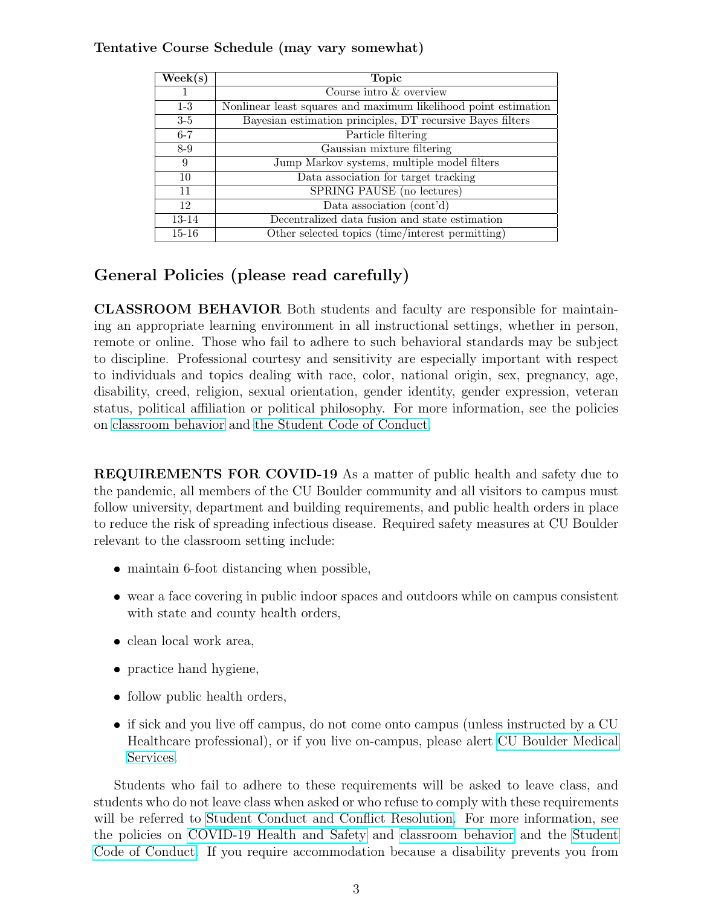**Tentative Course Schedule (may vary somewhat)**

| Week(s) | Topic |
|---|---|
| 1 | Course intro & overview |
| 1-3 | Nonlinear least squares and maximum likelihood point estimation |
| 3-5 | Bayesian estimation principles, DT recursive Bayes filters |
| 6-7 | Particle filtering |
| 8-9 | Gaussian mixture filtering |
| 9 | Jump Markov systems, multiple model filters |
| 10 | Data association for target tracking |
| 11 | SPRING PAUSE (no lectures) |
| 12 | Data association (cont'd) |
| 13-14 | Decentralized data fusion and state estimation |
| 15-16 | Other selected topics (time/interest permitting) |

## General Policies (please read carefully)

**CLASSROOM BEHAVIOR** Both students and faculty are responsible for maintaining an appropriate learning environment in all instructional settings, whether in person, remote or online. Those who fail to adhere to such behavioral standards may be subject to discipline. Professional courtesy and sensitivity are especially important with respect to individuals and topics dealing with race, color, national origin, sex, pregnancy, age, disability, creed, religion, sexual orientation, gender identity, gender expression, veteran status, political affiliation or political philosophy. For more information, see the policies on classroom behavior and the Student Code of Conduct.

**REQUIREMENTS FOR COVID-19** As a matter of public health and safety due to the pandemic, all members of the CU Boulder community and all visitors to campus must follow university, department and building requirements, and public health orders in place to reduce the risk of spreading infectious disease. Required safety measures at CU Boulder relevant to the classroom setting include:

- maintain 6-foot distancing when possible,
- wear a face covering in public indoor spaces and outdoors while on campus consistent with state and county health orders,
- clean local work area,
- practice hand hygiene,
- follow public health orders,
- if sick and you live off campus, do not come onto campus (unless instructed by a CU Healthcare professional), or if you live on-campus, please alert CU Boulder Medical Services.

Students who fail to adhere to these requirements will be asked to leave class, and students who do not leave class when asked or who refuse to comply with these requirements will be referred to Student Conduct and Conflict Resolution. For more information, see the policies on COVID-19 Health and Safety and classroom behavior and the Student Code of Conduct. If you require accommodation because a disability prevents you from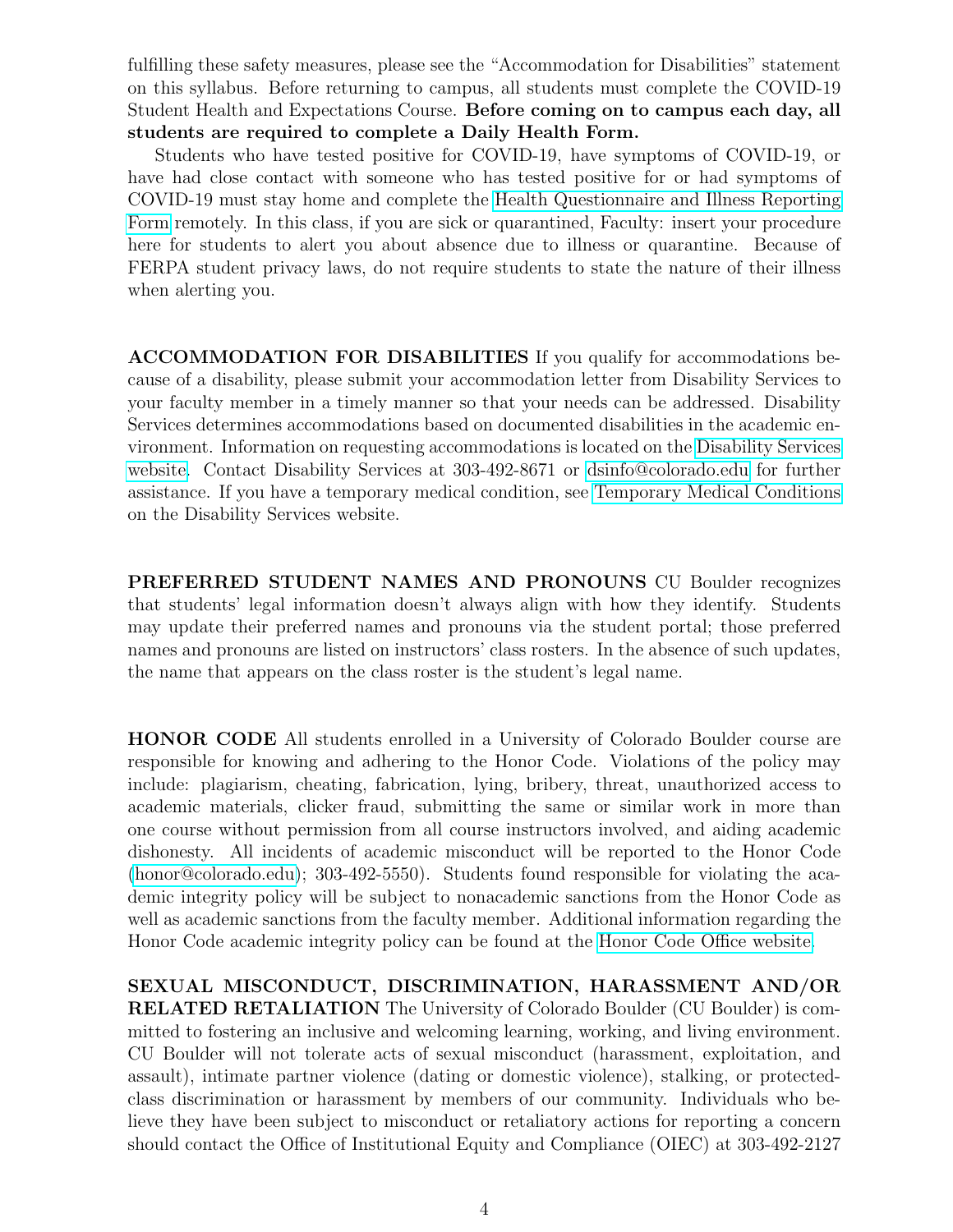fulfilling these safety measures, please see the "Accommodation for Disabilities" statement on this syllabus. Before returning to campus, all students must complete the COVID-19 Student Health and Expectations Course. **Before coming on to campus each day, all students are required to complete a Daily Health Form.**

Students who have tested positive for COVID-19, have symptoms of COVID-19, or have had close contact with someone who has tested positive for or had symptoms of COVID-19 must stay home and complete the Health Questionnaire and Illness Reporting Form remotely. In this class, if you are sick or quarantined, Faculty: insert your procedure here for students to alert you about absence due to illness or quarantine. Because of FERPA student privacy laws, do not require students to state the nature of their illness when alerting you.

**ACCOMMODATION FOR DISABILITIES** If you qualify for accommodations because of a disability, please submit your accommodation letter from Disability Services to your faculty member in a timely manner so that your needs can be addressed. Disability Services determines accommodations based on documented disabilities in the academic environment. Information on requesting accommodations is located on the Disability Services website. Contact Disability Services at 303-492-8671 or dsinfo@colorado.edu for further assistance. If you have a temporary medical condition, see Temporary Medical Conditions on the Disability Services website.

**PREFERRED STUDENT NAMES AND PRONOUNS** CU Boulder recognizes that students' legal information doesn't always align with how they identify. Students may update their preferred names and pronouns via the student portal; those preferred names and pronouns are listed on instructors' class rosters. In the absence of such updates, the name that appears on the class roster is the student's legal name.

**HONOR CODE** All students enrolled in a University of Colorado Boulder course are responsible for knowing and adhering to the Honor Code. Violations of the policy may include: plagiarism, cheating, fabrication, lying, bribery, threat, unauthorized access to academic materials, clicker fraud, submitting the same or similar work in more than one course without permission from all course instructors involved, and aiding academic dishonesty. All incidents of academic misconduct will be reported to the Honor Code (honor@colorado.edu); 303-492-5550). Students found responsible for violating the academic integrity policy will be subject to nonacademic sanctions from the Honor Code as well as academic sanctions from the faculty member. Additional information regarding the Honor Code academic integrity policy can be found at the Honor Code Office website.

**SEXUAL MISCONDUCT, DISCRIMINATION, HARASSMENT AND/OR RELATED RETALIATION** The University of Colorado Boulder (CU Boulder) is committed to fostering an inclusive and welcoming learning, working, and living environment. CU Boulder will not tolerate acts of sexual misconduct (harassment, exploitation, and assault), intimate partner violence (dating or domestic violence), stalking, or protected-class discrimination or harassment by members of our community. Individuals who believe they have been subject to misconduct or retaliatory actions for reporting a concern should contact the Office of Institutional Equity and Compliance (OIEC) at 303-492-2127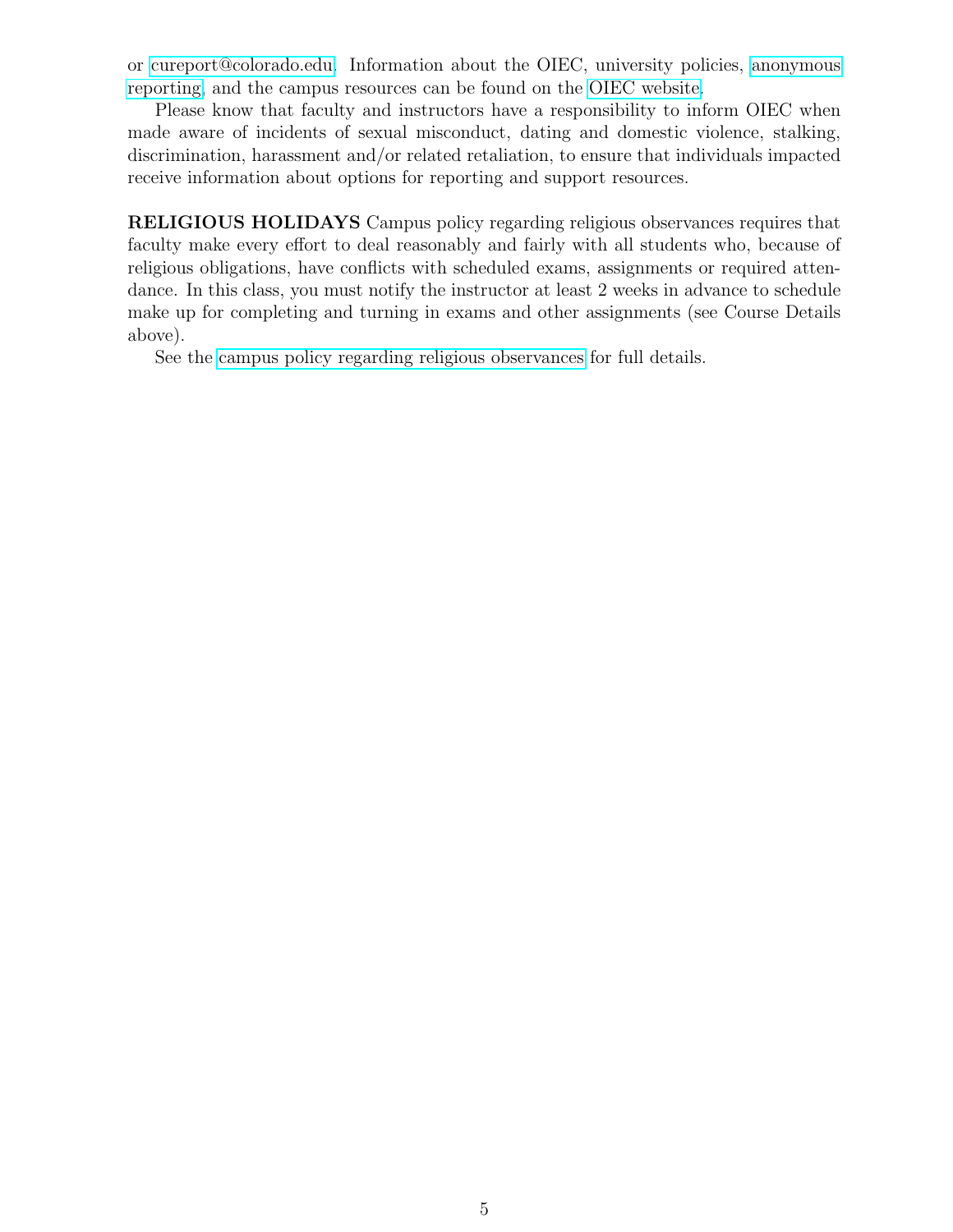or cureport@colorado.edu. Information about the OIEC, university policies, anonymous reporting, and the campus resources can be found on the OIEC website.

Please know that faculty and instructors have a responsibility to inform OIEC when made aware of incidents of sexual misconduct, dating and domestic violence, stalking, discrimination, harassment and/or related retaliation, to ensure that individuals impacted receive information about options for reporting and support resources.

**RELIGIOUS HOLIDAYS** Campus policy regarding religious observances requires that faculty make every effort to deal reasonably and fairly with all students who, because of religious obligations, have conflicts with scheduled exams, assignments or required attendance. In this class, you must notify the instructor at least 2 weeks in advance to schedule make up for completing and turning in exams and other assignments (see Course Details above).

See the campus policy regarding religious observances for full details.